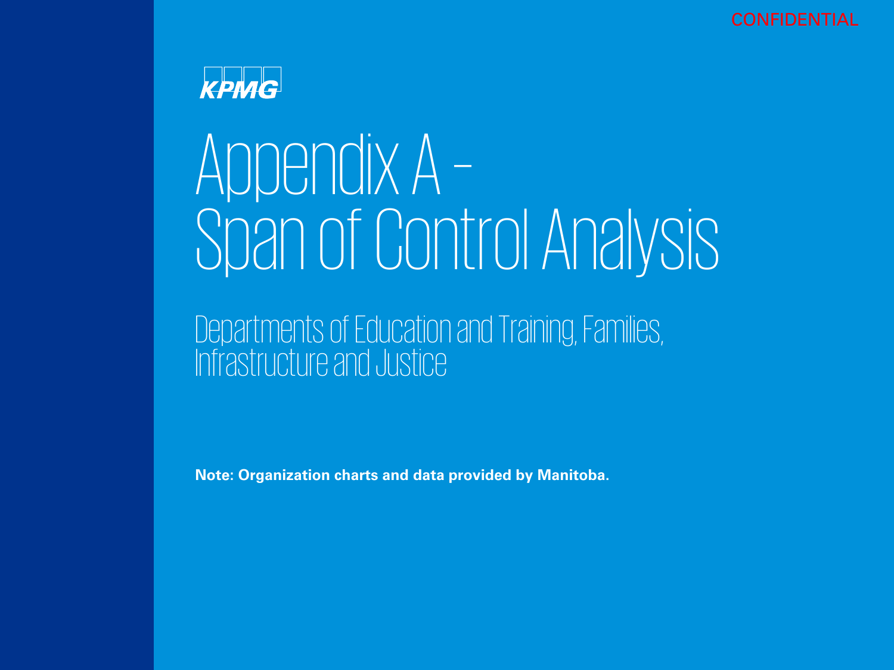CONFIDENTIAL

KPMG

# Appendix A – Span of Control Analysis

## Departments of Education and Training, Families, Infrastructure and Justice

**Note: Organization charts and data provided by Manitoba.**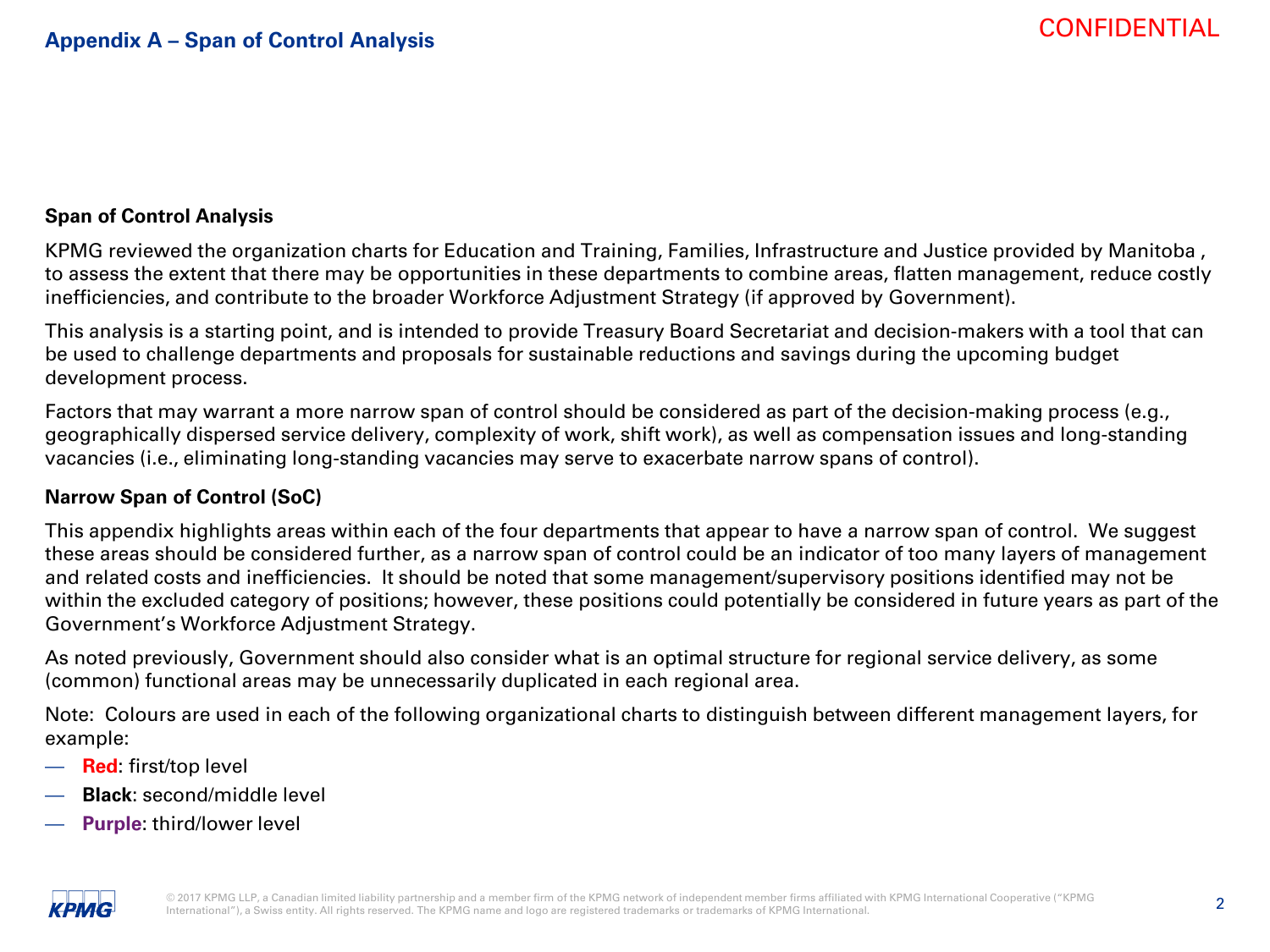## Appendix A – Span of Control Analysis

CONFIDENTIAL

### Span of Control Analysis

KPMG reviewed the organization charts for Education and Training, Families, Infrastructure and Justice provided by Manitoba , to assess the extent that there may be opportunities in these departments to combine areas, flatten management, reduce costly inefficiencies, and contribute to the broader Workforce Adjustment Strategy (if approved by Government).

This analysis is a starting point, and is intended to provide Treasury Board Secretariat and decision-makers with a tool that can be used to challenge departments and proposals for sustainable reductions and savings during the upcoming budget development process.

Factors that may warrant a more narrow span of control should be considered as part of the decision-making process (e.g., geographically dispersed service delivery, complexity of work, shift work), as well as compensation issues and long-standing vacancies (i.e., eliminating long-standing vacancies may serve to exacerbate narrow spans of control).

### Narrow Span of Control (SoC)

This appendix highlights areas within each of the four departments that appear to have a narrow span of control. We suggest these areas should be considered further, as a narrow span of control could be an indicator of too many layers of management and related costs and inefficiencies. It should be noted that some management/supervisory positions identified may not be within the excluded category of positions; however, these positions could potentially be considered in future years as part of the Government's Workforce Adjustment Strategy.

As noted previously, Government should also consider what is an optimal structure for regional service delivery, as some (common) functional areas may be unnecessarily duplicated in each regional area.

Note: Colours are used in each of the following organizational charts to distinguish between different management layers, for example:

- **Red**: first/top level
- **Black**: second/middle level
- **Purple**: third/lower level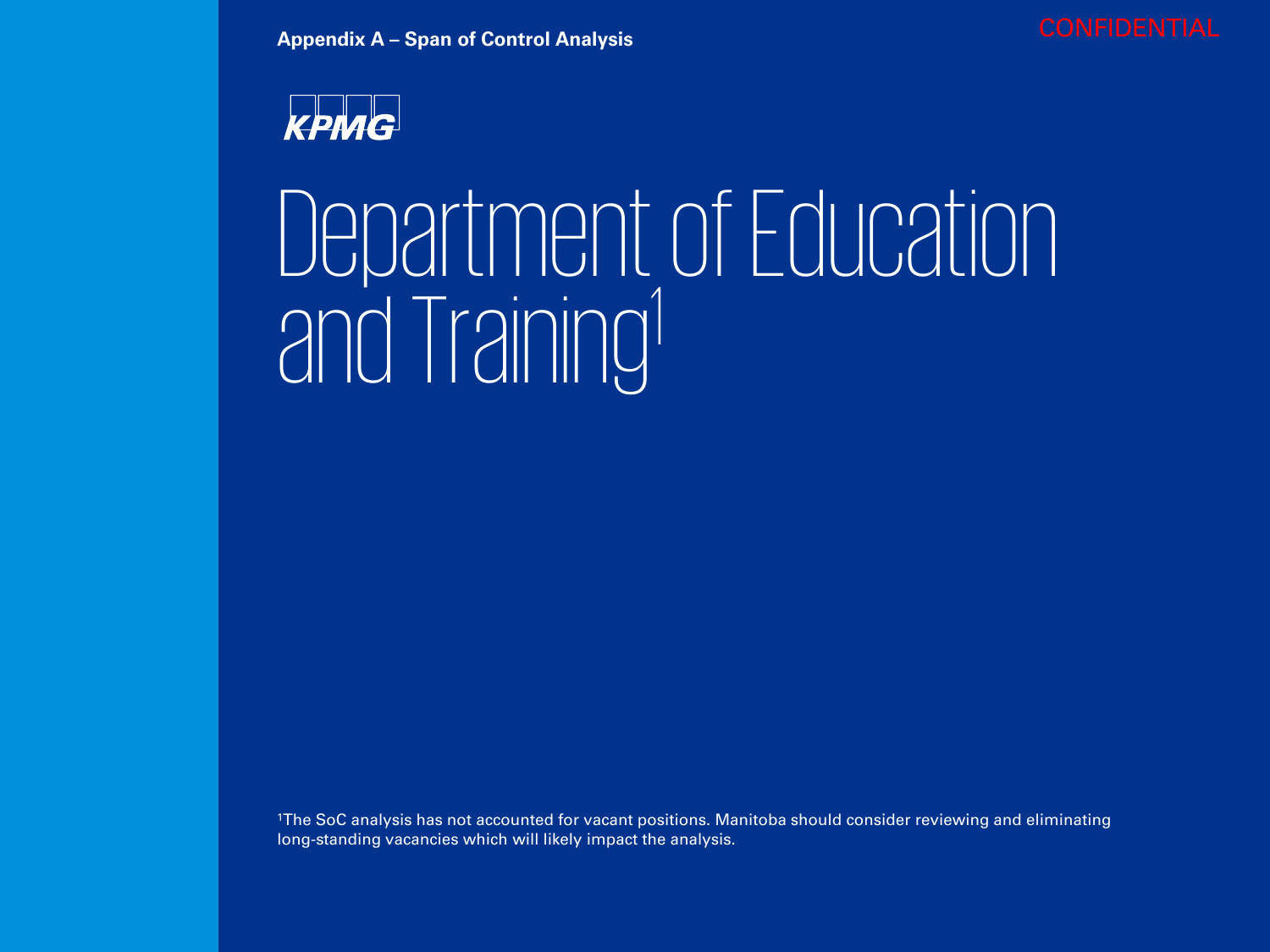Appendix A – Span of Control Analysis

CONFIDENTIAL

KPMG

# Department of Education and Training[1]

[1]The SoC analysis has not accounted for vacant positions. Manitoba should consider reviewing and eliminating long-standing vacancies which will likely impact the analysis.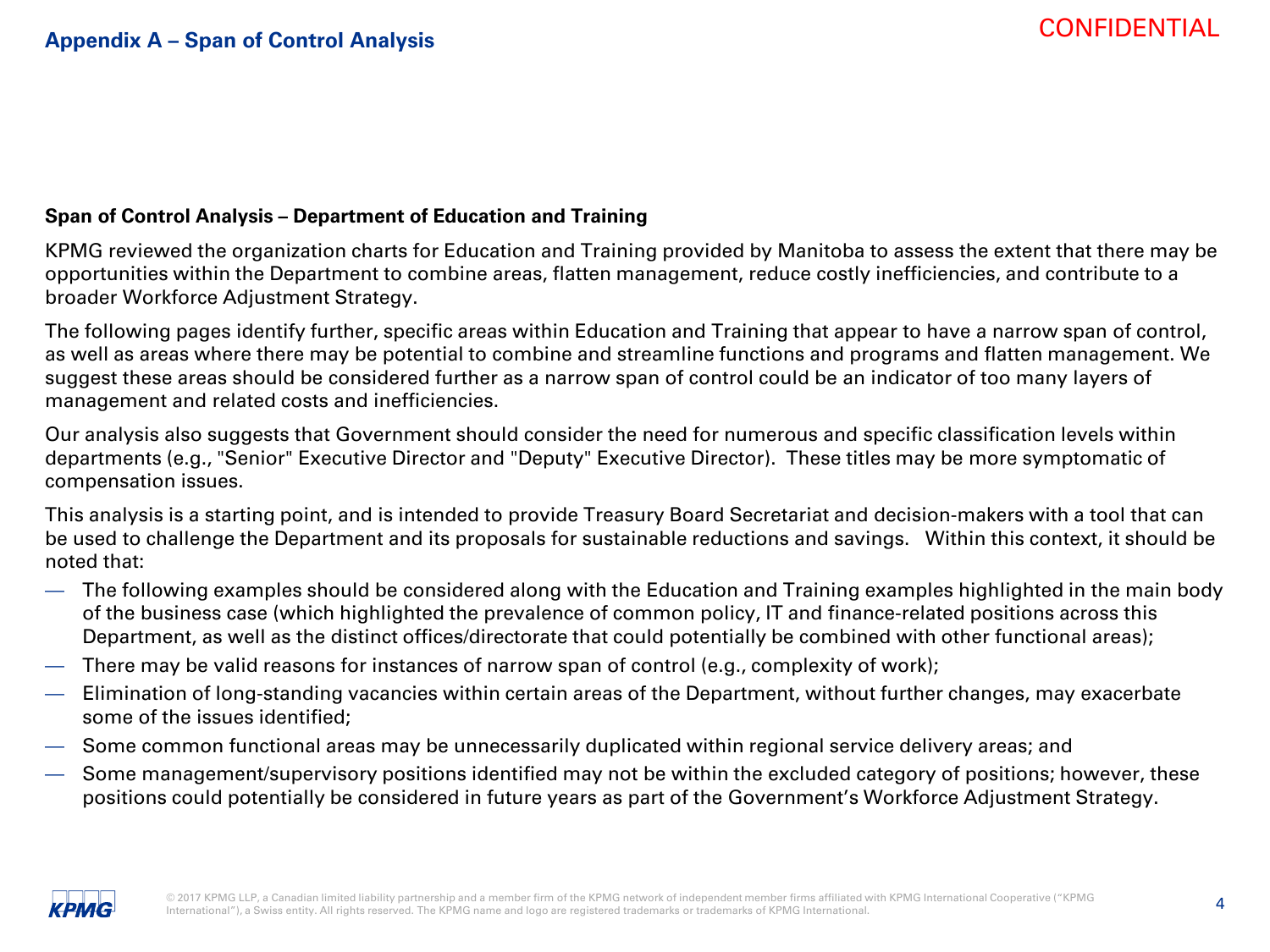## Appendix A – Span of Control Analysis

CONFIDENTIAL

### Span of Control Analysis – Department of Education and Training

KPMG reviewed the organization charts for Education and Training provided by Manitoba to assess the extent that there may be opportunities within the Department to combine areas, flatten management, reduce costly inefficiencies, and contribute to a broader Workforce Adjustment Strategy.

The following pages identify further, specific areas within Education and Training that appear to have a narrow span of control, as well as areas where there may be potential to combine and streamline functions and programs and flatten management. We suggest these areas should be considered further as a narrow span of control could be an indicator of too many layers of management and related costs and inefficiencies.

Our analysis also suggests that Government should consider the need for numerous and specific classification levels within departments (e.g., "Senior" Executive Director and "Deputy" Executive Director). These titles may be more symptomatic of compensation issues.

This analysis is a starting point, and is intended to provide Treasury Board Secretariat and decision-makers with a tool that can be used to challenge the Department and its proposals for sustainable reductions and savings. Within this context, it should be noted that:

- The following examples should be considered along with the Education and Training examples highlighted in the main body of the business case (which highlighted the prevalence of common policy, IT and finance-related positions across this Department, as well as the distinct offices/directorate that could potentially be combined with other functional areas);
- There may be valid reasons for instances of narrow span of control (e.g., complexity of work);
- Elimination of long-standing vacancies within certain areas of the Department, without further changes, may exacerbate some of the issues identified;
- Some common functional areas may be unnecessarily duplicated within regional service delivery areas; and
- Some management/supervisory positions identified may not be within the excluded category of positions; however, these positions could potentially be considered in future years as part of the Government's Workforce Adjustment Strategy.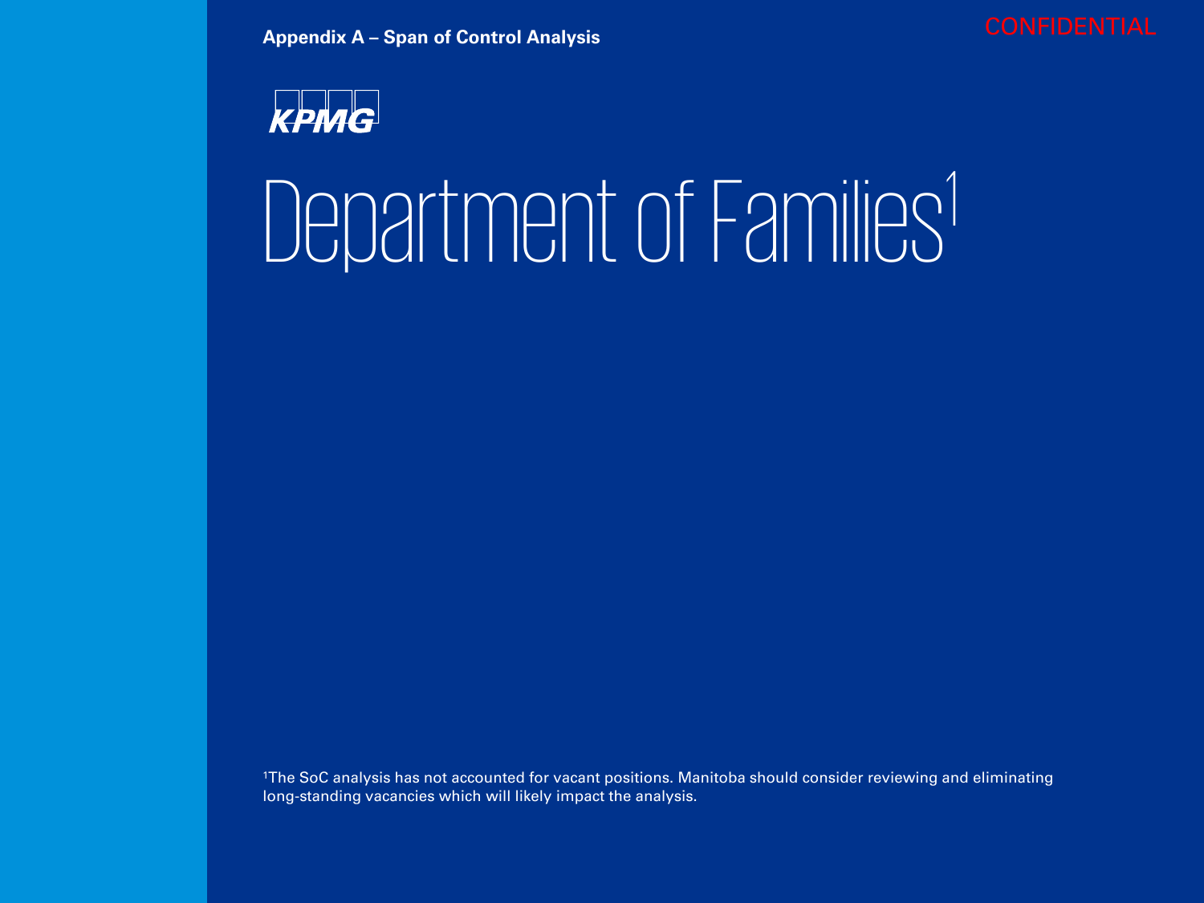# Department of Families[1]

[1]The SoC analysis has not accounted for vacant positions. Manitoba should consider reviewing and eliminating long-standing vacancies which will likely impact the analysis.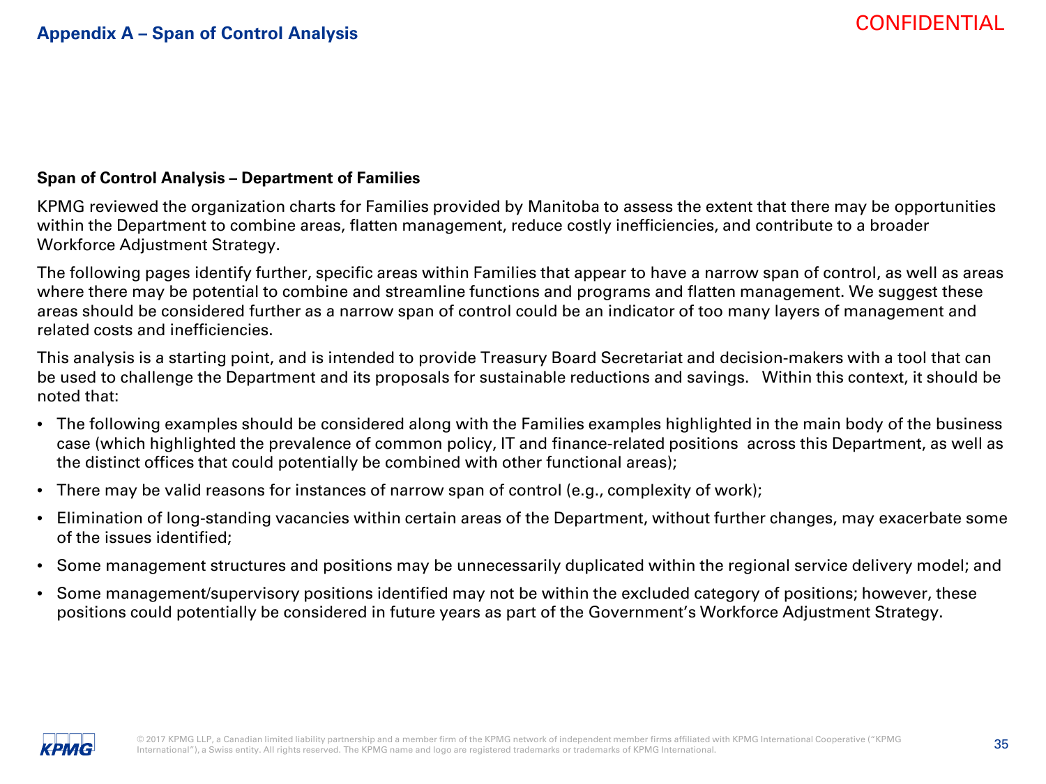## Appendix A – Span of Control Analysis

CONFIDENTIAL

**Span of Control Analysis – Department of Families**

KPMG reviewed the organization charts for Families provided by Manitoba to assess the extent that there may be opportunities within the Department to combine areas, flatten management, reduce costly inefficiencies, and contribute to a broader Workforce Adjustment Strategy.

The following pages identify further, specific areas within Families that appear to have a narrow span of control, as well as areas where there may be potential to combine and streamline functions and programs and flatten management. We suggest these areas should be considered further as a narrow span of control could be an indicator of too many layers of management and related costs and inefficiencies.

This analysis is a starting point, and is intended to provide Treasury Board Secretariat and decision-makers with a tool that can be used to challenge the Department and its proposals for sustainable reductions and savings. Within this context, it should be noted that:

- The following examples should be considered along with the Families examples highlighted in the main body of the business case (which highlighted the prevalence of common policy, IT and finance-related positions across this Department, as well as the distinct offices that could potentially be combined with other functional areas);
- There may be valid reasons for instances of narrow span of control (e.g., complexity of work);
- Elimination of long-standing vacancies within certain areas of the Department, without further changes, may exacerbate some of the issues identified;
- Some management structures and positions may be unnecessarily duplicated within the regional service delivery model; and
- Some management/supervisory positions identified may not be within the excluded category of positions; however, these positions could potentially be considered in future years as part of the Government's Workforce Adjustment Strategy.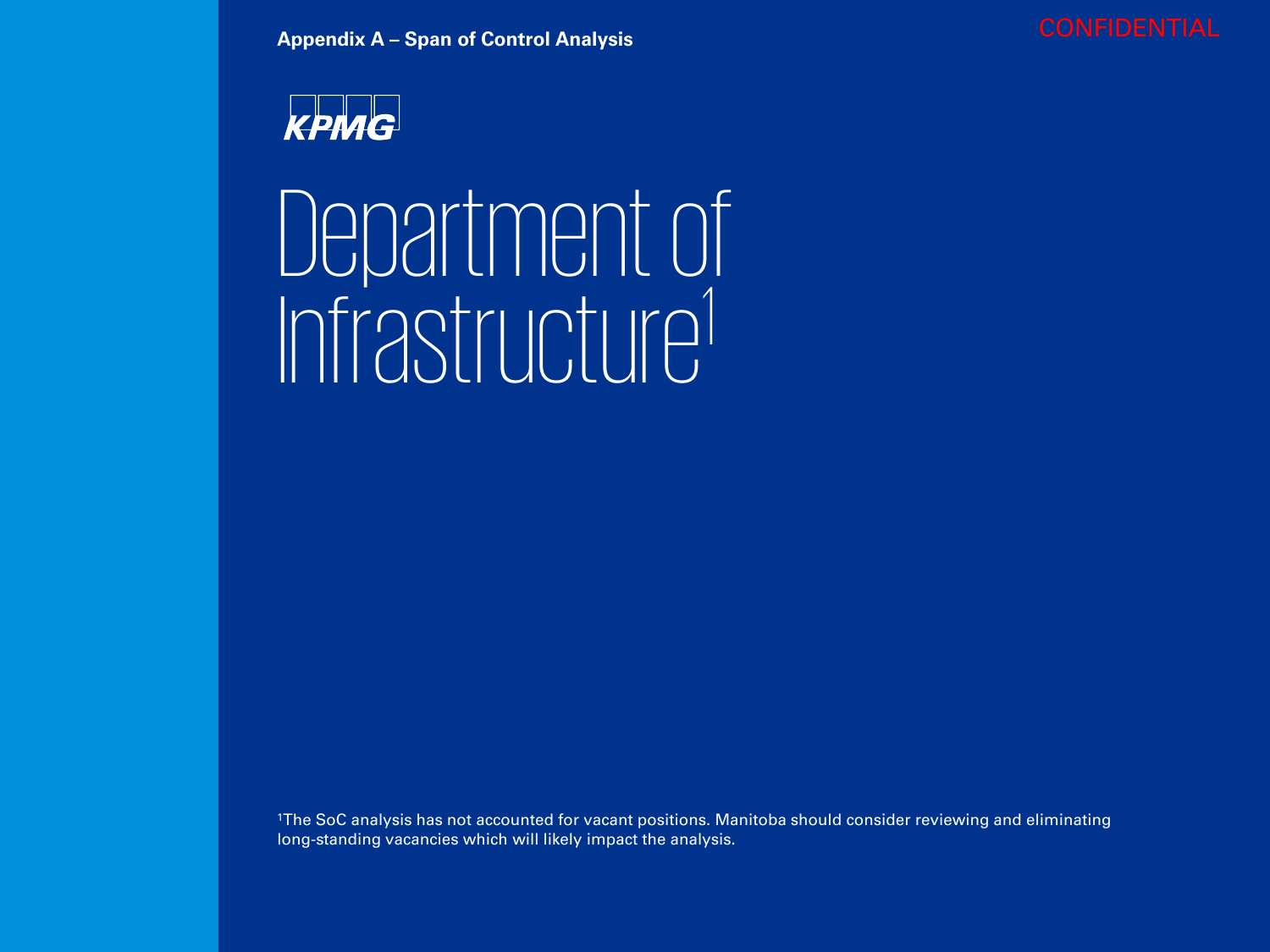# Department of Infrastructure[1]

[1]The SoC analysis has not accounted for vacant positions. Manitoba should consider reviewing and eliminating long-standing vacancies which will likely impact the analysis.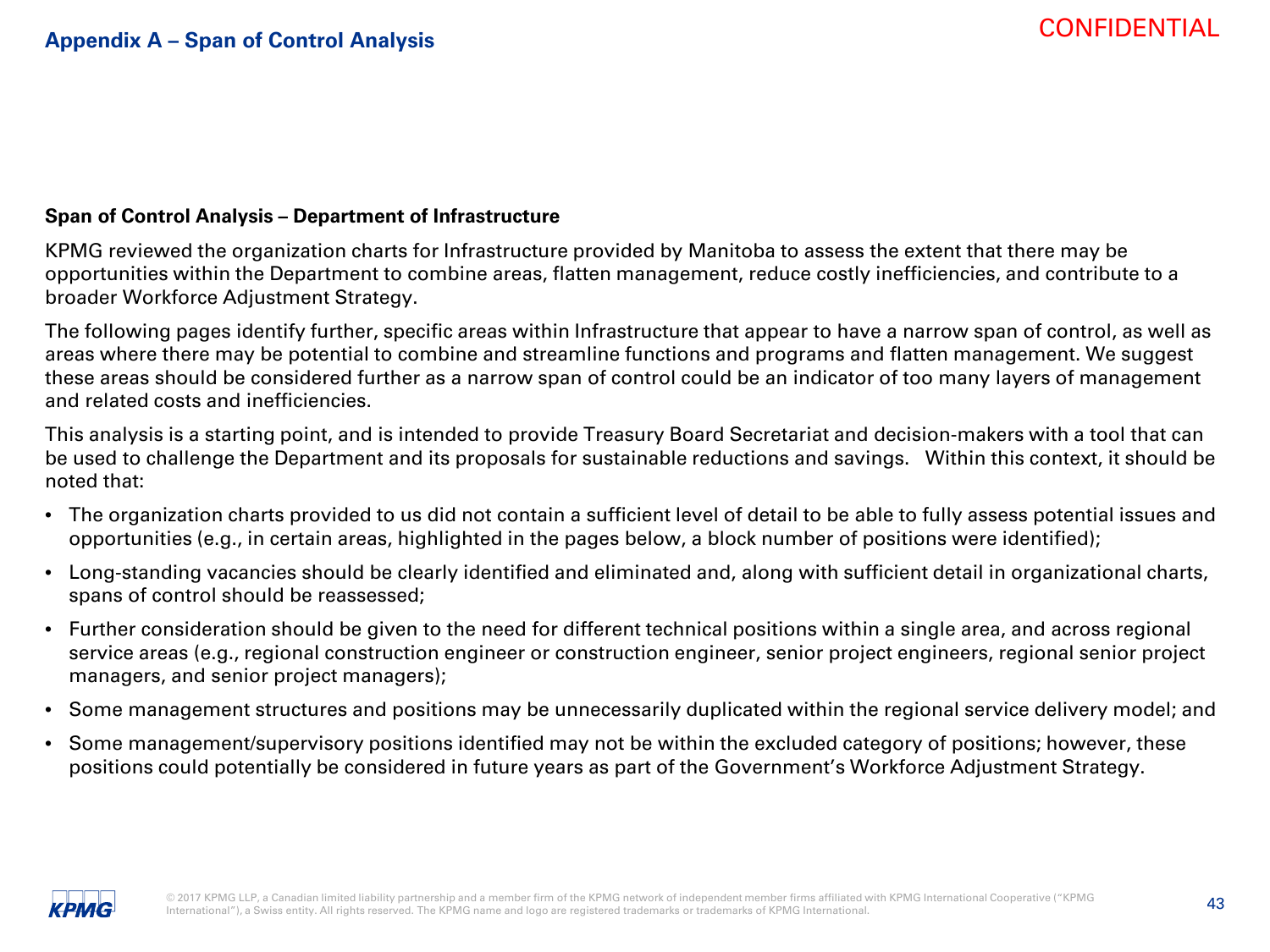## Appendix A – Span of Control Analysis

CONFIDENTIAL

### Span of Control Analysis – Department of Infrastructure

KPMG reviewed the organization charts for Infrastructure provided by Manitoba to assess the extent that there may be opportunities within the Department to combine areas, flatten management, reduce costly inefficiencies, and contribute to a broader Workforce Adjustment Strategy.

The following pages identify further, specific areas within Infrastructure that appear to have a narrow span of control, as well as areas where there may be potential to combine and streamline functions and programs and flatten management. We suggest these areas should be considered further as a narrow span of control could be an indicator of too many layers of management and related costs and inefficiencies.

This analysis is a starting point, and is intended to provide Treasury Board Secretariat and decision-makers with a tool that can be used to challenge the Department and its proposals for sustainable reductions and savings. Within this context, it should be noted that:

- The organization charts provided to us did not contain a sufficient level of detail to be able to fully assess potential issues and opportunities (e.g., in certain areas, highlighted in the pages below, a block number of positions were identified);
- Long-standing vacancies should be clearly identified and eliminated and, along with sufficient detail in organizational charts, spans of control should be reassessed;
- Further consideration should be given to the need for different technical positions within a single area, and across regional service areas (e.g., regional construction engineer or construction engineer, senior project engineers, regional senior project managers, and senior project managers);
- Some management structures and positions may be unnecessarily duplicated within the regional service delivery model; and
- Some management/supervisory positions identified may not be within the excluded category of positions; however, these positions could potentially be considered in future years as part of the Government's Workforce Adjustment Strategy.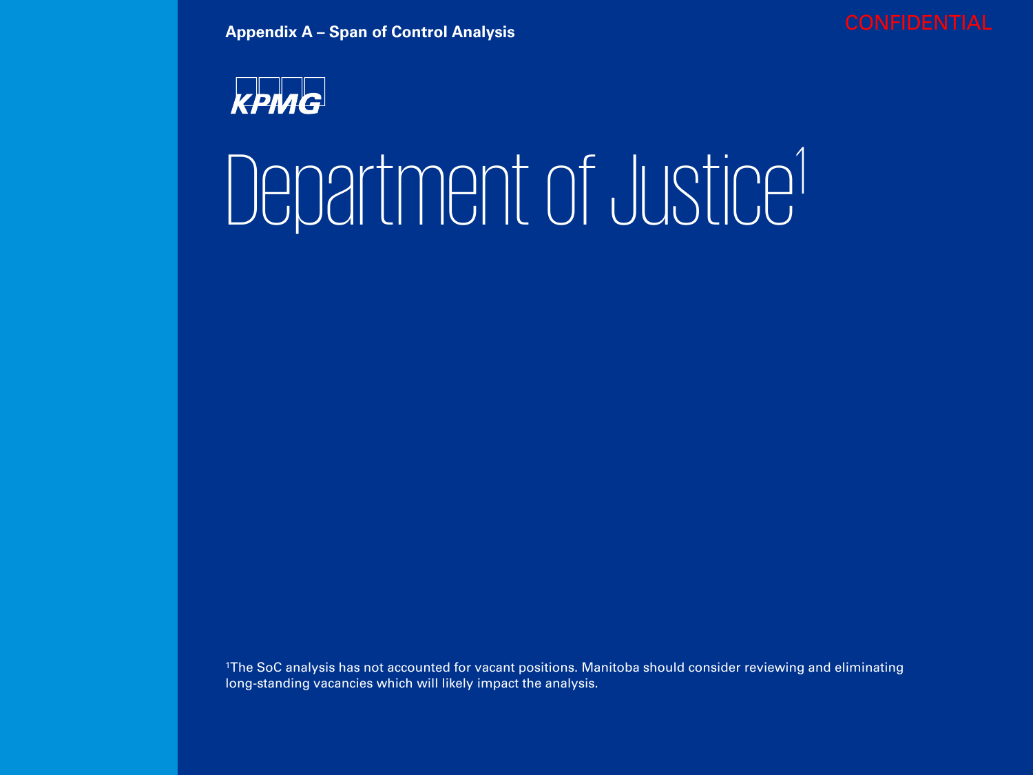# Department of Justice[1]

[1]The SoC analysis has not accounted for vacant positions. Manitoba should consider reviewing and eliminating long-standing vacancies which will likely impact the analysis.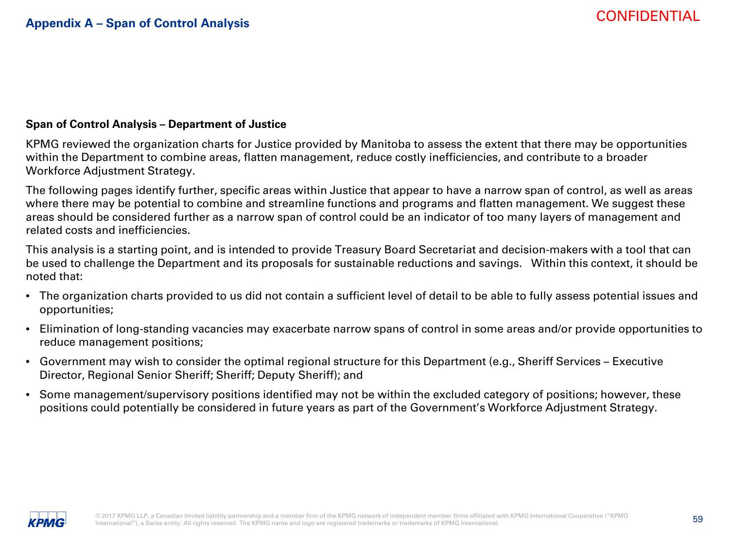## Appendix A – Span of Control Analysis

CONFIDENTIAL

**Span of Control Analysis – Department of Justice**

KPMG reviewed the organization charts for Justice provided by Manitoba to assess the extent that there may be opportunities within the Department to combine areas, flatten management, reduce costly inefficiencies, and contribute to a broader Workforce Adjustment Strategy.

The following pages identify further, specific areas within Justice that appear to have a narrow span of control, as well as areas where there may be potential to combine and streamline functions and programs and flatten management. We suggest these areas should be considered further as a narrow span of control could be an indicator of too many layers of management and related costs and inefficiencies.

This analysis is a starting point, and is intended to provide Treasury Board Secretariat and decision-makers with a tool that can be used to challenge the Department and its proposals for sustainable reductions and savings. Within this context, it should be noted that:

- The organization charts provided to us did not contain a sufficient level of detail to be able to fully assess potential issues and opportunities;
- Elimination of long-standing vacancies may exacerbate narrow spans of control in some areas and/or provide opportunities to reduce management positions;
- Government may wish to consider the optimal regional structure for this Department (e.g., Sheriff Services – Executive Director, Regional Senior Sheriff; Sheriff; Deputy Sheriff); and
- Some management/supervisory positions identified may not be within the excluded category of positions; however, these positions could potentially be considered in future years as part of the Government's Workforce Adjustment Strategy.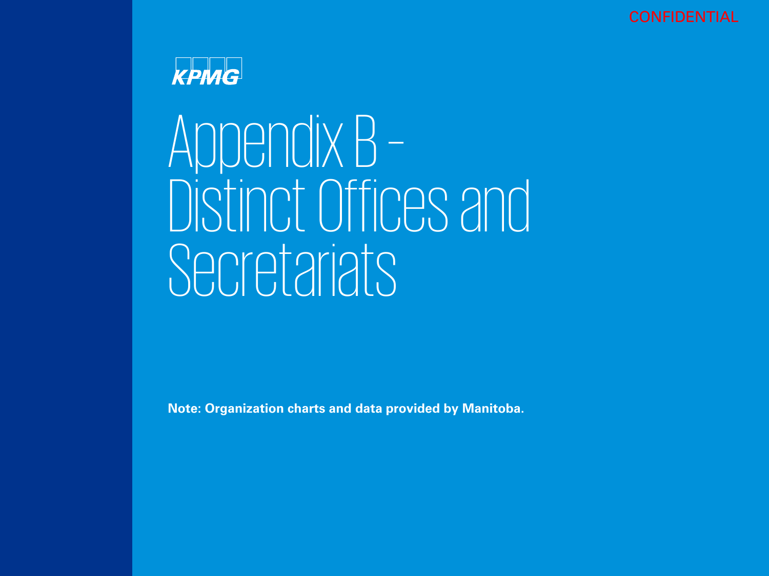CONFIDENTIAL

# Appendix B – Distinct Offices and Secretariats

**Note: Organization charts and data provided by Manitoba.**